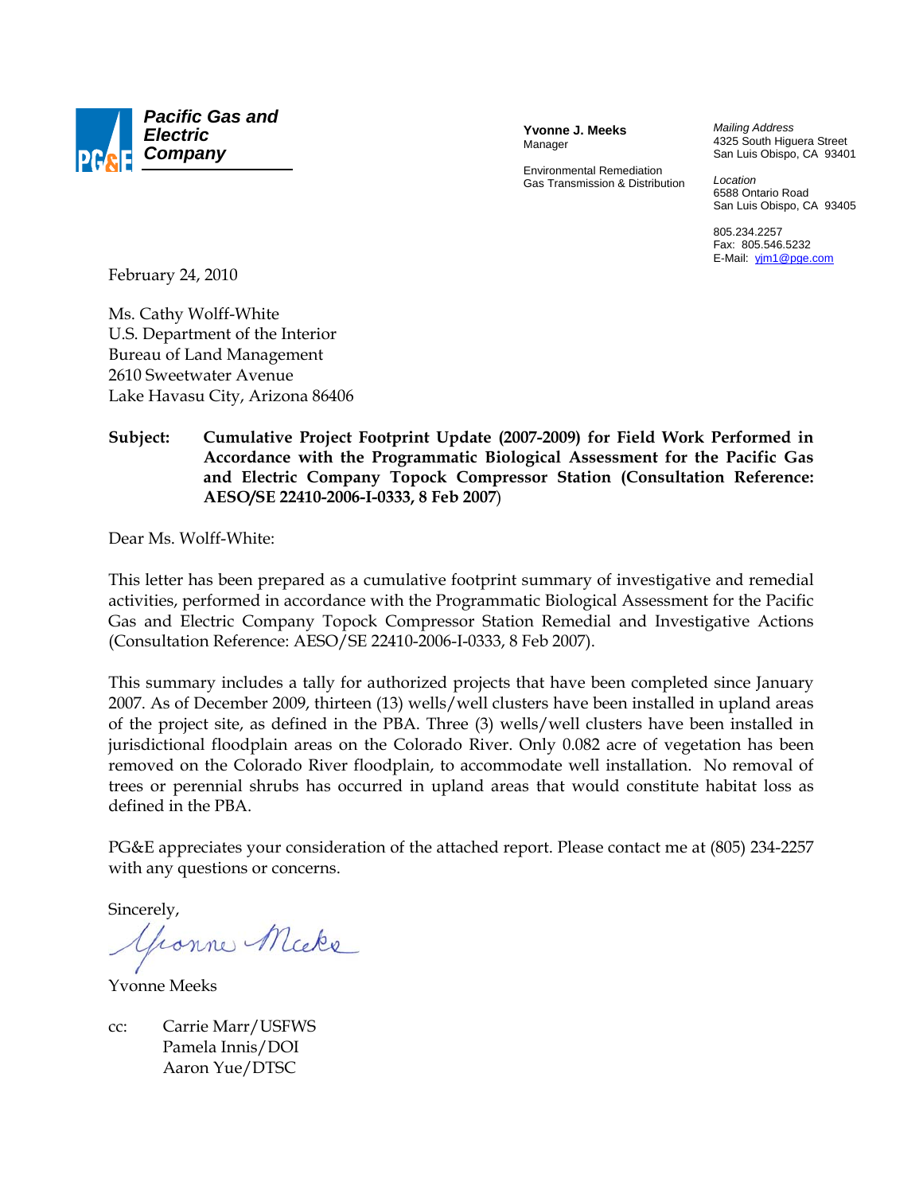**Pacific Gas and Electric Company**

**Yvonne J. Meeks**
Manager

Environmental Remediation
Gas Transmission & Distribution

*Mailing Address*
4325 South Higuera Street
San Luis Obispo, CA 93401

*Location*
6588 Ontario Road
San Luis Obispo, CA 93405

805.234.2257
Fax: 805.546.5232
E-Mail: yjm1@pge.com

February 24, 2010

Ms. Cathy Wolff-White
U.S. Department of the Interior
Bureau of Land Management
2610 Sweetwater Avenue
Lake Havasu City, Arizona 86406

**Subject: Cumulative Project Footprint Update (2007-2009) for Field Work Performed in Accordance with the Programmatic Biological Assessment for the Pacific Gas and Electric Company Topock Compressor Station (Consultation Reference: AESO/SE 22410-2006-I-0333, 8 Feb 2007)**

Dear Ms. Wolff-White:

This letter has been prepared as a cumulative footprint summary of investigative and remedial activities, performed in accordance with the Programmatic Biological Assessment for the Pacific Gas and Electric Company Topock Compressor Station Remedial and Investigative Actions (Consultation Reference: AESO/SE 22410-2006-I-0333, 8 Feb 2007).

This summary includes a tally for authorized projects that have been completed since January 2007. As of December 2009, thirteen (13) wells/well clusters have been installed in upland areas of the project site, as defined in the PBA. Three (3) wells/well clusters have been installed in jurisdictional floodplain areas on the Colorado River. Only 0.082 acre of vegetation has been removed on the Colorado River floodplain, to accommodate well installation. No removal of trees or perennial shrubs has occurred in upland areas that would constitute habitat loss as defined in the PBA.

PG&E appreciates your consideration of the attached report. Please contact me at (805) 234-2257 with any questions or concerns.

Sincerely,

Yvonne Meeks

cc: Carrie Marr/USFWS
Pamela Innis/DOI
Aaron Yue/DTSC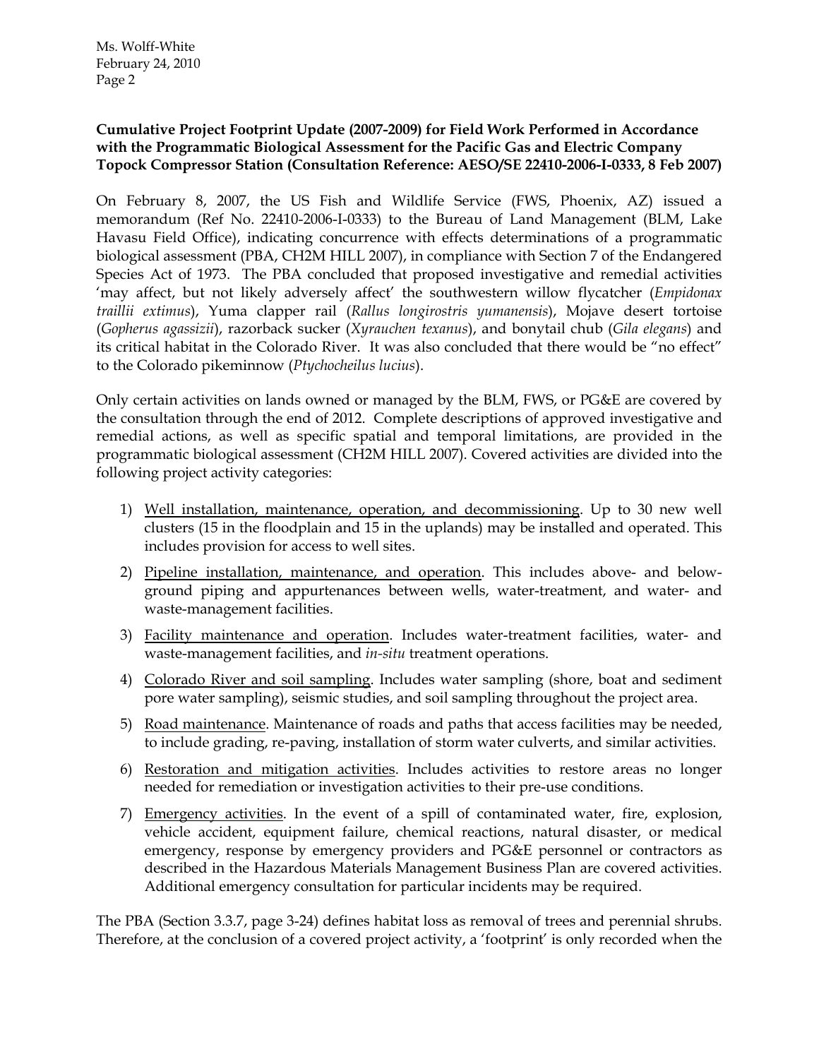**Cumulative Project Footprint Update (2007-2009) for Field Work Performed in Accordance with the Programmatic Biological Assessment for the Pacific Gas and Electric Company Topock Compressor Station (Consultation Reference: AESO/SE 22410-2006-I-0333, 8 Feb 2007)**

On February 8, 2007, the US Fish and Wildlife Service (FWS, Phoenix, AZ) issued a memorandum (Ref No. 22410-2006-I-0333) to the Bureau of Land Management (BLM, Lake Havasu Field Office), indicating concurrence with effects determinations of a programmatic biological assessment (PBA, CH2M HILL 2007), in compliance with Section 7 of the Endangered Species Act of 1973. The PBA concluded that proposed investigative and remedial activities 'may affect, but not likely adversely affect' the southwestern willow flycatcher (*Empidonax traillii extimus*), Yuma clapper rail (*Rallus longirostris yumanensis*), Mojave desert tortoise (*Gopherus agassizii*), razorback sucker (*Xyrauchen texanus*), and bonytail chub (*Gila elegans*) and its critical habitat in the Colorado River. It was also concluded that there would be "no effect" to the Colorado pikeminnow (*Ptychocheilus lucius*).

Only certain activities on lands owned or managed by the BLM, FWS, or PG&E are covered by the consultation through the end of 2012. Complete descriptions of approved investigative and remedial actions, as well as specific spatial and temporal limitations, are provided in the programmatic biological assessment (CH2M HILL 2007). Covered activities are divided into the following project activity categories:

1) <u>Well installation, maintenance, operation, and decommissioning</u>. Up to 30 new well clusters (15 in the floodplain and 15 in the uplands) may be installed and operated. This includes provision for access to well sites.
2) <u>Pipeline installation, maintenance, and operation</u>. This includes above- and below-ground piping and appurtenances between wells, water-treatment, and water- and waste-management facilities.
3) <u>Facility maintenance and operation</u>. Includes water-treatment facilities, water- and waste-management facilities, and *in-situ* treatment operations.
4) <u>Colorado River and soil sampling</u>. Includes water sampling (shore, boat and sediment pore water sampling), seismic studies, and soil sampling throughout the project area.
5) <u>Road maintenance</u>. Maintenance of roads and paths that access facilities may be needed, to include grading, re-paving, installation of storm water culverts, and similar activities.
6) <u>Restoration and mitigation activities</u>. Includes activities to restore areas no longer needed for remediation or investigation activities to their pre-use conditions.
7) <u>Emergency activities</u>. In the event of a spill of contaminated water, fire, explosion, vehicle accident, equipment failure, chemical reactions, natural disaster, or medical emergency, response by emergency providers and PG&E personnel or contractors as described in the Hazardous Materials Management Business Plan are covered activities. Additional emergency consultation for particular incidents may be required.

The PBA (Section 3.3.7, page 3-24) defines habitat loss as removal of trees and perennial shrubs. Therefore, at the conclusion of a covered project activity, a 'footprint' is only recorded when the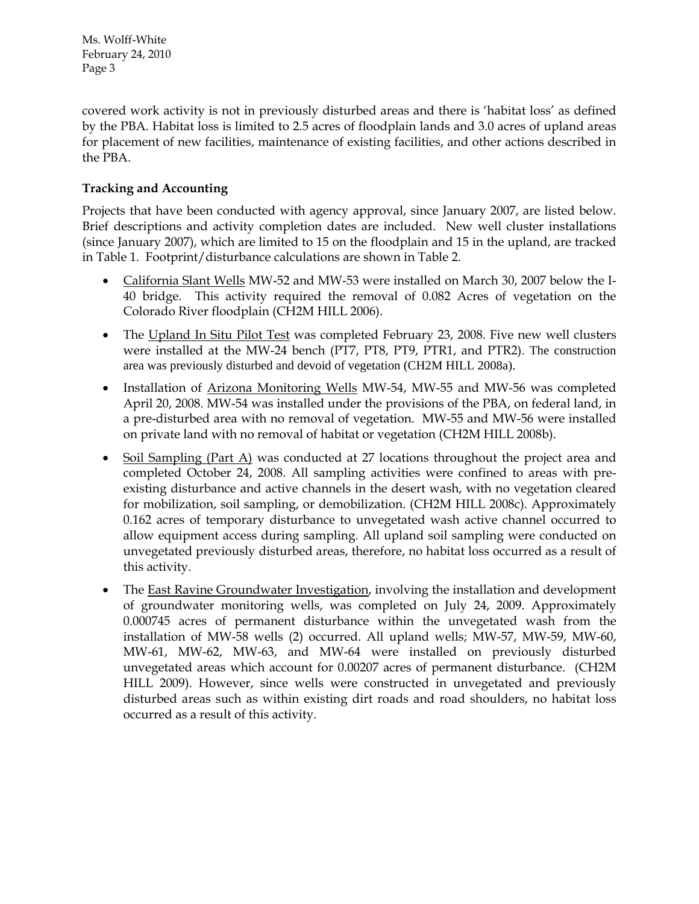covered work activity is not in previously disturbed areas and there is 'habitat loss' as defined by the PBA. Habitat loss is limited to 2.5 acres of floodplain lands and 3.0 acres of upland areas for placement of new facilities, maintenance of existing facilities, and other actions described in the PBA.

**Tracking and Accounting**

Projects that have been conducted with agency approval, since January 2007, are listed below. Brief descriptions and activity completion dates are included. New well cluster installations (since January 2007), which are limited to 15 on the floodplain and 15 in the upland, are tracked in Table 1. Footprint/disturbance calculations are shown in Table 2.

- California Slant Wells MW-52 and MW-53 were installed on March 30, 2007 below the I-40 bridge. This activity required the removal of 0.082 Acres of vegetation on the Colorado River floodplain (CH2M HILL 2006).
- The Upland In Situ Pilot Test was completed February 23, 2008. Five new well clusters were installed at the MW-24 bench (PT7, PT8, PT9, PTR1, and PTR2). The construction area was previously disturbed and devoid of vegetation (CH2M HILL 2008a).
- Installation of Arizona Monitoring Wells MW-54, MW-55 and MW-56 was completed April 20, 2008. MW-54 was installed under the provisions of the PBA, on federal land, in a pre-disturbed area with no removal of vegetation. MW-55 and MW-56 were installed on private land with no removal of habitat or vegetation (CH2M HILL 2008b).
- Soil Sampling (Part A) was conducted at 27 locations throughout the project area and completed October 24, 2008. All sampling activities were confined to areas with pre-existing disturbance and active channels in the desert wash, with no vegetation cleared for mobilization, soil sampling, or demobilization. (CH2M HILL 2008c). Approximately 0.162 acres of temporary disturbance to unvegetated wash active channel occurred to allow equipment access during sampling. All upland soil sampling were conducted on unvegetated previously disturbed areas, therefore, no habitat loss occurred as a result of this activity.
- The East Ravine Groundwater Investigation, involving the installation and development of groundwater monitoring wells, was completed on July 24, 2009. Approximately 0.000745 acres of permanent disturbance within the unvegetated wash from the installation of MW-58 wells (2) occurred. All upland wells; MW-57, MW-59, MW-60, MW-61, MW-62, MW-63, and MW-64 were installed on previously disturbed unvegetated areas which account for 0.00207 acres of permanent disturbance. (CH2M HILL 2009). However, since wells were constructed in unvegetated and previously disturbed areas such as within existing dirt roads and road shoulders, no habitat loss occurred as a result of this activity.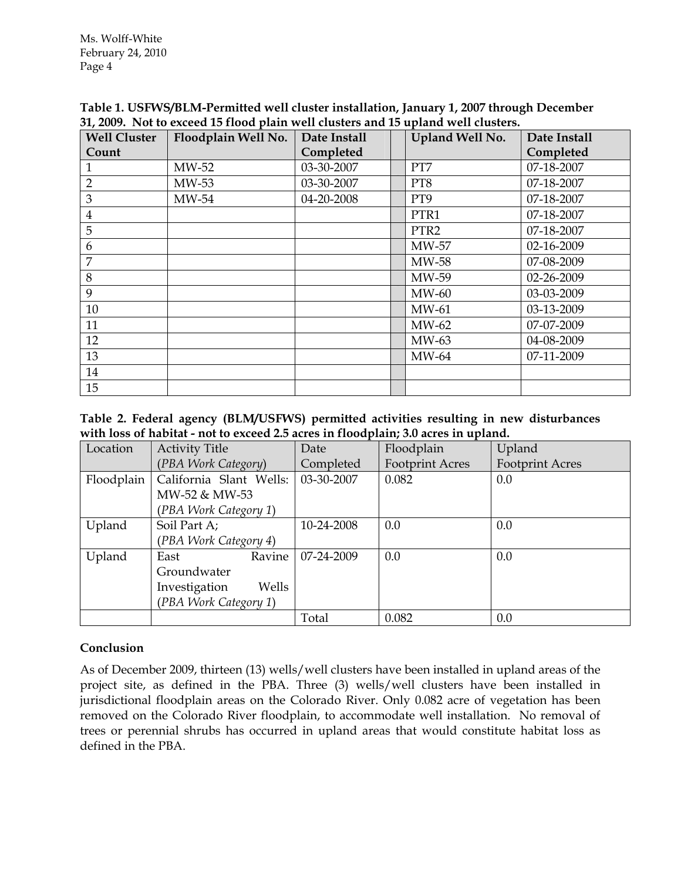**Table 1. USFWS/BLM-Permitted well cluster installation, January 1, 2007 through December 31, 2009. Not to exceed 15 flood plain well clusters and 15 upland well clusters.**

| Well Cluster Count | Floodplain Well No. | Date Install Completed | | Upland Well No. | Date Install Completed |
|---|---|---|---|---|---|
| 1 | MW-52 | 03-30-2007 | | PT7 | 07-18-2007 |
| 2 | MW-53 | 03-30-2007 | | PT8 | 07-18-2007 |
| 3 | MW-54 | 04-20-2008 | | PT9 | 07-18-2007 |
| 4 | | | | PTR1 | 07-18-2007 |
| 5 | | | | PTR2 | 07-18-2007 |
| 6 | | | | MW-57 | 02-16-2009 |
| 7 | | | | MW-58 | 07-08-2009 |
| 8 | | | | MW-59 | 02-26-2009 |
| 9 | | | | MW-60 | 03-03-2009 |
| 10 | | | | MW-61 | 03-13-2009 |
| 11 | | | | MW-62 | 07-07-2009 |
| 12 | | | | MW-63 | 04-08-2009 |
| 13 | | | | MW-64 | 07-11-2009 |
| 14 | | | | | |
| 15 | | | | | |

**Table 2. Federal agency (BLM/USFWS) permitted activities resulting in new disturbances with loss of habitat - not to exceed 2.5 acres in floodplain; 3.0 acres in upland.**

| Location | Activity Title (*PBA Work Category*) | Date Completed | Floodplain Footprint Acres | Upland Footprint Acres |
|---|---|---|---|---|
| Floodplain | California Slant Wells: MW-52 & MW-53 (*PBA Work Category 1*) | 03-30-2007 | 0.082 | 0.0 |
| Upland | Soil Part A; (*PBA Work Category 4*) | 10-24-2008 | 0.0 | 0.0 |
| Upland | East Ravine Groundwater Investigation Wells (*PBA Work Category 1*) | 07-24-2009 | 0.0 | 0.0 |
| | | Total | 0.082 | 0.0 |

**Conclusion**

As of December 2009, thirteen (13) wells/well clusters have been installed in upland areas of the project site, as defined in the PBA. Three (3) wells/well clusters have been installed in jurisdictional floodplain areas on the Colorado River. Only 0.082 acre of vegetation has been removed on the Colorado River floodplain, to accommodate well installation. No removal of trees or perennial shrubs has occurred in upland areas that would constitute habitat loss as defined in the PBA.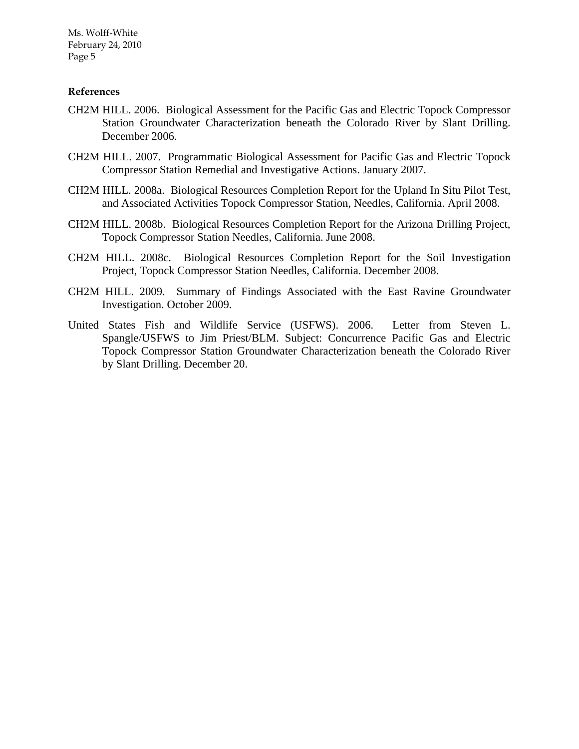**References**

CH2M HILL. 2006. Biological Assessment for the Pacific Gas and Electric Topock Compressor Station Groundwater Characterization beneath the Colorado River by Slant Drilling. December 2006.

CH2M HILL. 2007. Programmatic Biological Assessment for Pacific Gas and Electric Topock Compressor Station Remedial and Investigative Actions. January 2007.

CH2M HILL. 2008a. Biological Resources Completion Report for the Upland In Situ Pilot Test, and Associated Activities Topock Compressor Station, Needles, California. April 2008.

CH2M HILL. 2008b. Biological Resources Completion Report for the Arizona Drilling Project, Topock Compressor Station Needles, California. June 2008.

CH2M HILL. 2008c. Biological Resources Completion Report for the Soil Investigation Project, Topock Compressor Station Needles, California. December 2008.

CH2M HILL. 2009. Summary of Findings Associated with the East Ravine Groundwater Investigation. October 2009.

United States Fish and Wildlife Service (USFWS). 2006. Letter from Steven L. Spangle/USFWS to Jim Priest/BLM. Subject: Concurrence Pacific Gas and Electric Topock Compressor Station Groundwater Characterization beneath the Colorado River by Slant Drilling. December 20.